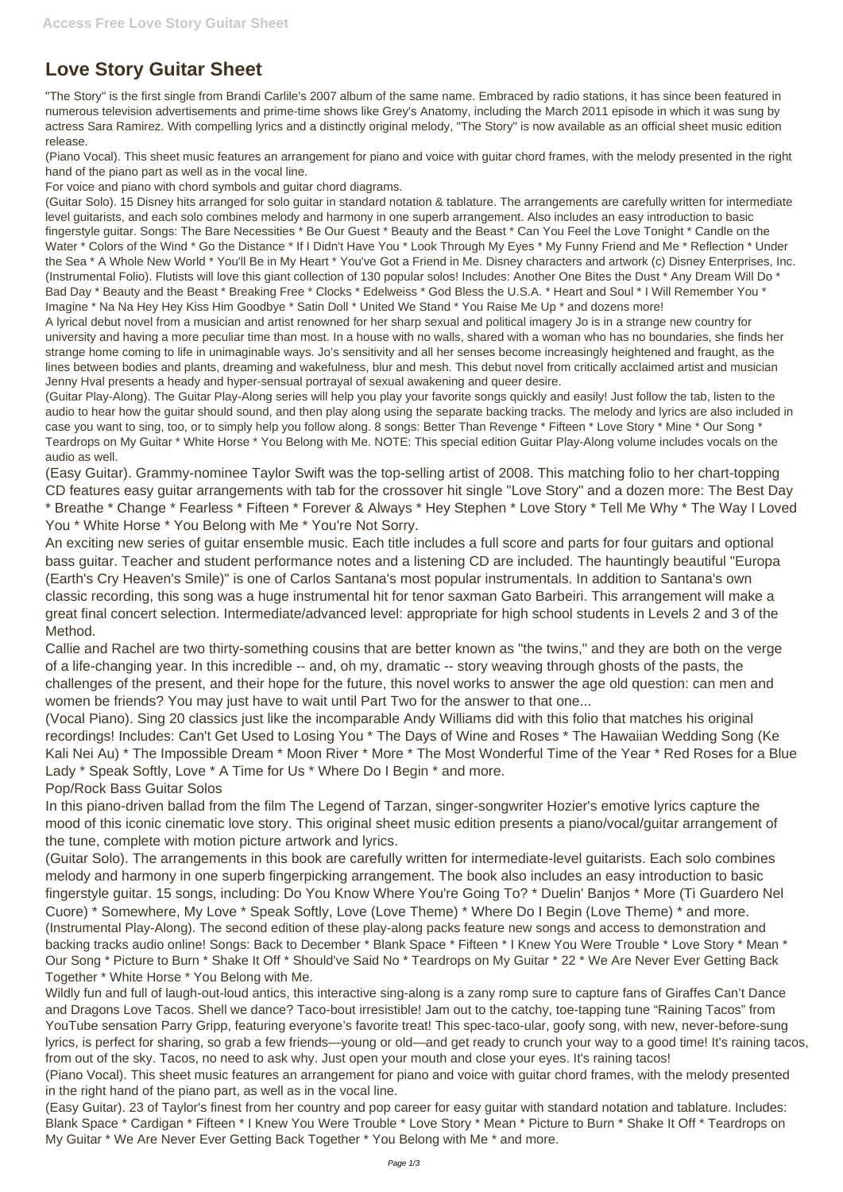# Love Story Guitar Sheet

"The Story" is the first single from Brandi Carlile's 2007 album of the same name. Embraced by radio stations, it has since been featured in numerous television advertisements and prime-time shows like Grey's Anatomy, including the March 2011 episode in which it was sung by actress Sara Ramirez. With compelling lyrics and a distinctly original melody, "The Story" is now available as an official sheet music edition release.

(Piano Vocal). This sheet music features an arrangement for piano and voice with guitar chord frames, with the melody presented in the right hand of the piano part as well as in the vocal line.

For voice and piano with chord symbols and guitar chord diagrams.

(Guitar Solo). 15 Disney hits arranged for solo guitar in standard notation & tablature. The arrangements are carefully written for intermediate level guitarists, and each solo combines melody and harmony in one superb arrangement. Also includes an easy introduction to basic fingerstyle guitar. Songs: The Bare Necessities * Be Our Guest * Beauty and the Beast * Can You Feel the Love Tonight * Candle on the Water * Colors of the Wind * Go the Distance * If I Didn't Have You * Look Through My Eyes * My Funny Friend and Me * Reflection * Under the Sea * A Whole New World * You'll Be in My Heart * You've Got a Friend in Me. Disney characters and artwork (c) Disney Enterprises, Inc.

(Instrumental Folio). Flutists will love this giant collection of 130 popular solos! Includes: Another One Bites the Dust * Any Dream Will Do * Bad Day * Beauty and the Beast * Breaking Free * Clocks * Edelweiss * God Bless the U.S.A. * Heart and Soul * I Will Remember You * Imagine * Na Na Hey Hey Kiss Him Goodbye * Satin Doll * United We Stand * You Raise Me Up * and dozens more!

A lyrical debut novel from a musician and artist renowned for her sharp sexual and political imagery Jo is in a strange new country for university and having a more peculiar time than most. In a house with no walls, shared with a woman who has no boundaries, she finds her strange home coming to life in unimaginable ways. Jo's sensitivity and all her senses become increasingly heightened and fraught, as the lines between bodies and plants, dreaming and wakefulness, blur and mesh. This debut novel from critically acclaimed artist and musician Jenny Hval presents a heady and hyper-sensual portrayal of sexual awakening and queer desire.

(Guitar Play-Along). The Guitar Play-Along series will help you play your favorite songs quickly and easily! Just follow the tab, listen to the audio to hear how the guitar should sound, and then play along using the separate backing tracks. The melody and lyrics are also included in case you want to sing, too, or to simply help you follow along. 8 songs: Better Than Revenge * Fifteen * Love Story * Mine * Our Song * Teardrops on My Guitar * White Horse * You Belong with Me. NOTE: This special edition Guitar Play-Along volume includes vocals on the audio as well.

(Easy Guitar). Grammy-nominee Taylor Swift was the top-selling artist of 2008. This matching folio to her chart-topping CD features easy guitar arrangements with tab for the crossover hit single "Love Story" and a dozen more: The Best Day * Breathe * Change * Fearless * Fifteen * Forever & Always * Hey Stephen * Love Story * Tell Me Why * The Way I Loved You * White Horse * You Belong with Me * You're Not Sorry.

An exciting new series of guitar ensemble music. Each title includes a full score and parts for four guitars and optional bass guitar. Teacher and student performance notes and a listening CD are included. The hauntingly beautiful "Europa (Earth's Cry Heaven's Smile)" is one of Carlos Santana's most popular instrumentals. In addition to Santana's own classic recording, this song was a huge instrumental hit for tenor saxman Gato Barbeiri. This arrangement will make a great final concert selection. Intermediate/advanced level: appropriate for high school students in Levels 2 and 3 of the Method.

Callie and Rachel are two thirty-something cousins that are better known as "the twins," and they are both on the verge of a life-changing year. In this incredible -- and, oh my, dramatic -- story weaving through ghosts of the pasts, the challenges of the present, and their hope for the future, this novel works to answer the age old question: can men and women be friends? You may just have to wait until Part Two for the answer to that one...

(Vocal Piano). Sing 20 classics just like the incomparable Andy Williams did with this folio that matches his original recordings! Includes: Can't Get Used to Losing You * The Days of Wine and Roses * The Hawaiian Wedding Song (Ke Kali Nei Au) * The Impossible Dream * Moon River * More * The Most Wonderful Time of the Year * Red Roses for a Blue Lady * Speak Softly, Love * A Time for Us * Where Do I Begin * and more.

Pop/Rock Bass Guitar Solos

In this piano-driven ballad from the film The Legend of Tarzan, singer-songwriter Hozier's emotive lyrics capture the mood of this iconic cinematic love story. This original sheet music edition presents a piano/vocal/guitar arrangement of the tune, complete with motion picture artwork and lyrics.

(Guitar Solo). The arrangements in this book are carefully written for intermediate-level guitarists. Each solo combines melody and harmony in one superb fingerpicking arrangement. The book also includes an easy introduction to basic fingerstyle guitar. 15 songs, including: Do You Know Where You're Going To? * Duelin' Banjos * More (Ti Guardero Nel Cuore) * Somewhere, My Love * Speak Softly, Love (Love Theme) * Where Do I Begin (Love Theme) * and more.

(Instrumental Play-Along). The second edition of these play-along packs feature new songs and access to demonstration and backing tracks audio online! Songs: Back to December * Blank Space * Fifteen * I Knew You Were Trouble * Love Story * Mean * Our Song * Picture to Burn * Shake It Off * Should've Said No * Teardrops on My Guitar * 22 * We Are Never Ever Getting Back Together * White Horse * You Belong with Me.

Wildly fun and full of laugh-out-loud antics, this interactive sing-along is a zany romp sure to capture fans of Giraffes Can't Dance and Dragons Love Tacos. Shell we dance? Taco-bout irresistible! Jam out to the catchy, toe-tapping tune "Raining Tacos" from YouTube sensation Parry Gripp, featuring everyone's favorite treat! This spec-taco-ular, goofy song, with new, never-before-sung lyrics, is perfect for sharing, so grab a few friends—young or old—and get ready to crunch your way to a good time! It's raining tacos, from out of the sky. Tacos, no need to ask why. Just open your mouth and close your eyes. It's raining tacos!

(Piano Vocal). This sheet music features an arrangement for piano and voice with guitar chord frames, with the melody presented in the right hand of the piano part, as well as in the vocal line.

(Easy Guitar). 23 of Taylor's finest from her country and pop career for easy guitar with standard notation and tablature. Includes: Blank Space * Cardigan * Fifteen * I Knew You Were Trouble * Love Story * Mean * Picture to Burn * Shake It Off * Teardrops on My Guitar * We Are Never Ever Getting Back Together * You Belong with Me * and more.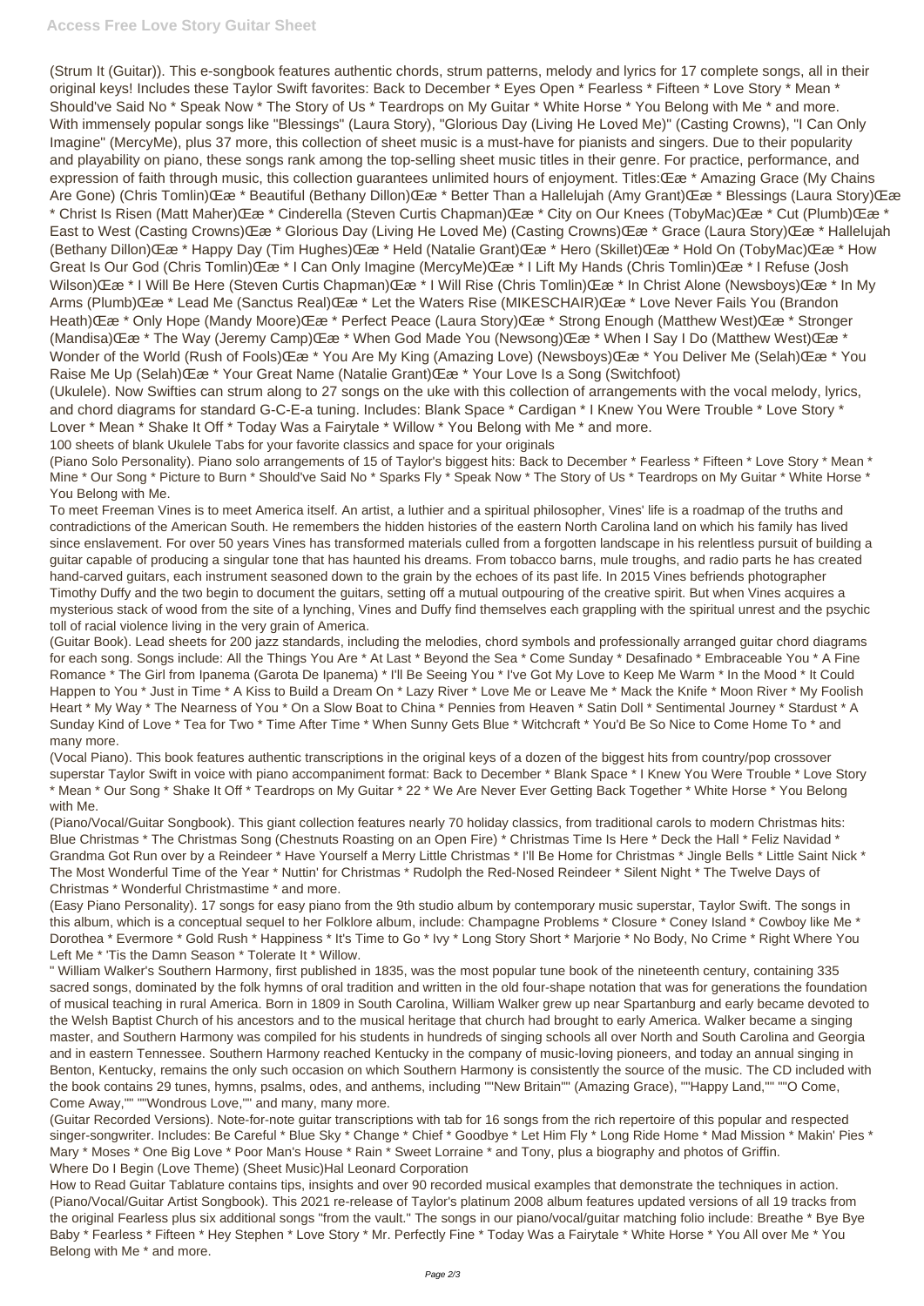(Strum It (Guitar)). This e-songbook features authentic chords, strum patterns, melody and lyrics for 17 complete songs, all in their original keys! Includes these Taylor Swift favorites: Back to December * Eyes Open * Fearless * Fifteen * Love Story * Mean * Should've Said No * Speak Now * The Story of Us * Teardrops on My Guitar * White Horse * You Belong with Me * and more.

With immensely popular songs like "Blessings" (Laura Story), "Glorious Day (Living He Loved Me)" (Casting Crowns), "I Can Only Imagine" (MercyMe), plus 37 more, this collection of sheet music is a must-have for pianists and singers. Due to their popularity and playability on piano, these songs rank among the top-selling sheet music titles in their genre. For practice, performance, and expression of faith through music, this collection guarantees unlimited hours of enjoyment. Titles:Œæ * Amazing Grace (My Chains Are Gone) (Chris Tomlin)Œæ * Beautiful (Bethany Dillon)Œæ * Better Than a Hallelujah (Amy Grant)Œæ * Blessings (Laura Story)Œæ * Christ Is Risen (Matt Maher)Œæ * Cinderella (Steven Curtis Chapman)Œæ * City on Our Knees (TobyMac)Œæ * Cut (Plumb)Œæ * East to West (Casting Crowns)Œæ * Glorious Day (Living He Loved Me) (Casting Crowns)Œæ * Grace (Laura Story)Œæ * Hallelujah (Bethany Dillon)Œæ * Happy Day (Tim Hughes)Œæ * Held (Natalie Grant)Œæ * Hero (Skillet)Œæ * Hold On (TobyMac)Œæ * How Great Is Our God (Chris Tomlin)Œæ * I Can Only Imagine (MercyMe)Œæ * I Lift My Hands (Chris Tomlin)Œæ * I Refuse (Josh Wilson)Œæ * I Will Be Here (Steven Curtis Chapman)Œæ * I Will Rise (Chris Tomlin)Œæ * In Christ Alone (Newsboys)Œæ * In My Arms (Plumb)Œæ * Lead Me (Sanctus Real)Œæ * Let the Waters Rise (MIKESCHAIR)Œæ * Love Never Fails You (Brandon Heath)Œæ * Only Hope (Mandy Moore)Œæ * Perfect Peace (Laura Story)Œæ * Strong Enough (Matthew West)Œæ * Stronger (Mandisa)Œæ * The Way (Jeremy Camp)Œæ * When God Made You (Newsong)Œæ * When I Say I Do (Matthew West)Œæ * Wonder of the World (Rush of Fools)Œæ * You Are My King (Amazing Love) (Newsboys)Œæ * You Deliver Me (Selah)Œæ * You Raise Me Up (Selah)Œæ * Your Great Name (Natalie Grant)Œæ * Your Love Is a Song (Switchfoot)

(Ukulele). Now Swifties can strum along to 27 songs on the uke with this collection of arrangements with the vocal melody, lyrics, and chord diagrams for standard G-C-E-a tuning. Includes: Blank Space * Cardigan * I Knew You Were Trouble * Love Story * Lover * Mean * Shake It Off * Today Was a Fairytale * Willow * You Belong with Me * and more.

100 sheets of blank Ukulele Tabs for your favorite classics and space for your originals

(Piano Solo Personality). Piano solo arrangements of 15 of Taylor's biggest hits: Back to December * Fearless * Fifteen * Love Story * Mean * Mine * Our Song * Picture to Burn * Should've Said No * Sparks Fly * Speak Now * The Story of Us * Teardrops on My Guitar * White Horse * You Belong with Me.

To meet Freeman Vines is to meet America itself. An artist, a luthier and a spiritual philosopher, Vines' life is a roadmap of the truths and contradictions of the American South. He remembers the hidden histories of the eastern North Carolina land on which his family has lived since enslavement. For over 50 years Vines has transformed materials culled from a forgotten landscape in his relentless pursuit of building a guitar capable of producing a singular tone that has haunted his dreams. From tobacco barns, mule troughs, and radio parts he has created hand-carved guitars, each instrument seasoned down to the grain by the echoes of its past life. In 2015 Vines befriends photographer Timothy Duffy and the two begin to document the guitars, setting off a mutual outpouring of the creative spirit. But when Vines acquires a mysterious stack of wood from the site of a lynching, Vines and Duffy find themselves each grappling with the spiritual unrest and the psychic toll of racial violence living in the very grain of America.

(Guitar Book). Lead sheets for 200 jazz standards, including the melodies, chord symbols and professionally arranged guitar chord diagrams for each song. Songs include: All the Things You Are * At Last * Beyond the Sea * Come Sunday * Desafinado * Embraceable You * A Fine Romance * The Girl from Ipanema (Garota De Ipanema) * I'll Be Seeing You * I've Got My Love to Keep Me Warm * In the Mood * It Could Happen to You * Just in Time * A Kiss to Build a Dream On * Lazy River * Love Me or Leave Me * Mack the Knife * Moon River * My Foolish Heart * My Way * The Nearness of You * On a Slow Boat to China * Pennies from Heaven * Satin Doll * Sentimental Journey * Stardust * A Sunday Kind of Love * Tea for Two * Time After Time * When Sunny Gets Blue * Witchcraft * You'd Be So Nice to Come Home To * and many more.

(Vocal Piano). This book features authentic transcriptions in the original keys of a dozen of the biggest hits from country/pop crossover superstar Taylor Swift in voice with piano accompaniment format: Back to December * Blank Space * I Knew You Were Trouble * Love Story * Mean * Our Song * Shake It Off * Teardrops on My Guitar * 22 * We Are Never Ever Getting Back Together * White Horse * You Belong with Me.

(Piano/Vocal/Guitar Songbook). This giant collection features nearly 70 holiday classics, from traditional carols to modern Christmas hits: Blue Christmas * The Christmas Song (Chestnuts Roasting on an Open Fire) * Christmas Time Is Here * Deck the Hall * Feliz Navidad * Grandma Got Run over by a Reindeer * Have Yourself a Merry Little Christmas * I'll Be Home for Christmas * Jingle Bells * Little Saint Nick * The Most Wonderful Time of the Year * Nuttin' for Christmas * Rudolph the Red-Nosed Reindeer * Silent Night * The Twelve Days of Christmas * Wonderful Christmastime * and more.

(Easy Piano Personality). 17 songs for easy piano from the 9th studio album by contemporary music superstar, Taylor Swift. The songs in this album, which is a conceptual sequel to her Folklore album, include: Champagne Problems * Closure * Coney Island * Cowboy like Me * Dorothea * Evermore * Gold Rush * Happiness * It's Time to Go * Ivy * Long Story Short * Marjorie * No Body, No Crime * Right Where You Left Me * 'Tis the Damn Season * Tolerate It * Willow.

" William Walker's Southern Harmony, first published in 1835, was the most popular tune book of the nineteenth century, containing 335 sacred songs, dominated by the folk hymns of oral tradition and written in the old four-shape notation that was for generations the foundation of musical teaching in rural America. Born in 1809 in South Carolina, William Walker grew up near Spartanburg and early became devoted to the Welsh Baptist Church of his ancestors and to the musical heritage that church had brought to early America. Walker became a singing master, and Southern Harmony was compiled for his students in hundreds of singing schools all over North and South Carolina and Georgia and in eastern Tennessee. Southern Harmony reached Kentucky in the company of music-loving pioneers, and today an annual singing in Benton, Kentucky, remains the only such occasion on which Southern Harmony is consistently the source of the music. The CD included with the book contains 29 tunes, hymns, psalms, odes, and anthems, including ""New Britain"" (Amazing Grace), ""Happy Land,"" ""O Come, Come Away,"" ""Wondrous Love,"" and many, many more.

(Guitar Recorded Versions). Note-for-note guitar transcriptions with tab for 16 songs from the rich repertoire of this popular and respected singer-songwriter. Includes: Be Careful * Blue Sky * Change * Chief * Goodbye * Let Him Fly * Long Ride Home * Mad Mission * Makin' Pies * Mary * Moses * One Big Love * Poor Man's House * Rain * Sweet Lorraine * and Tony, plus a biography and photos of Griffin.

Where Do I Begin (Love Theme) (Sheet Music)Hal Leonard Corporation

How to Read Guitar Tablature contains tips, insights and over 90 recorded musical examples that demonstrate the techniques in action.

(Piano/Vocal/Guitar Artist Songbook). This 2021 re-release of Taylor's platinum 2008 album features updated versions of all 19 tracks from the original Fearless plus six additional songs "from the vault." The songs in our piano/vocal/guitar matching folio include: Breathe * Bye Bye Baby * Fearless * Fifteen * Hey Stephen * Love Story * Mr. Perfectly Fine * Today Was a Fairytale * White Horse * You All over Me * You Belong with Me * and more.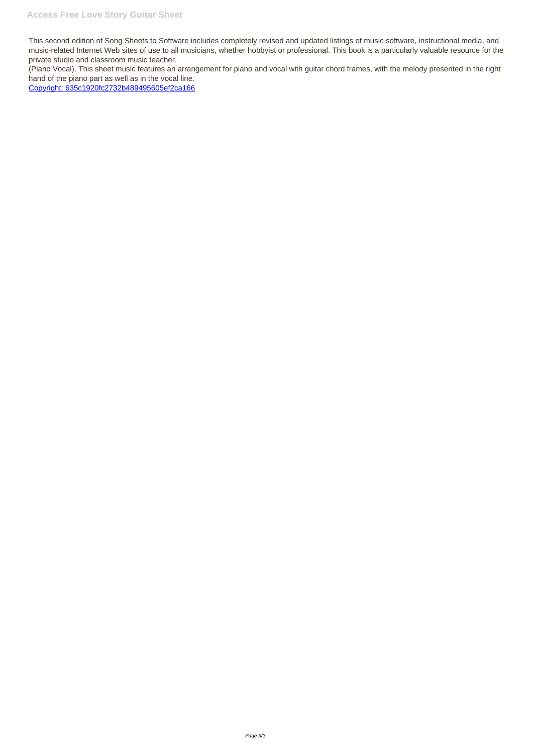This second edition of Song Sheets to Software includes completely revised and updated listings of music software, instructional media, and music-related Internet Web sites of use to all musicians, whether hobbyist or professional. This book is a particularly valuable resource for the private studio and classroom music teacher.

(Piano Vocal). This sheet music features an arrangement for piano and vocal with guitar chord frames, with the melody presented in the right hand of the piano part as well as in the vocal line.

Copyright: 635c1920fc2732b489495605ef2ca166